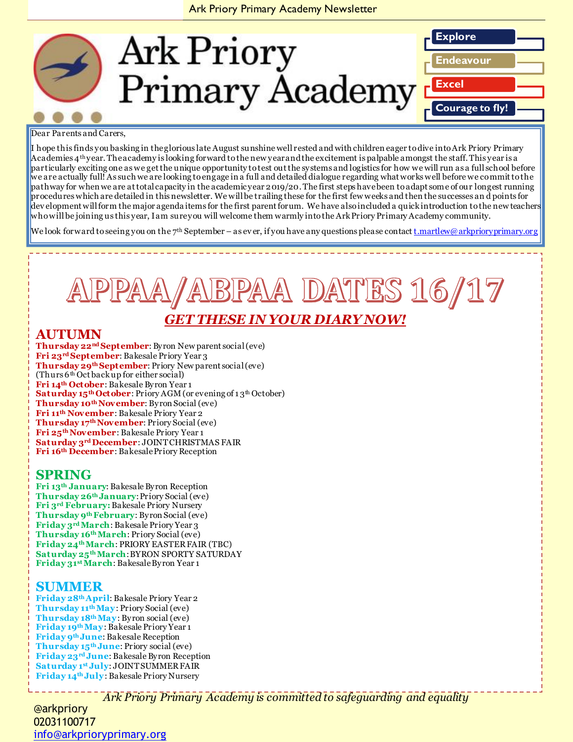# Ark Priory Primary Academy

Explore

Endeavour

Excel

Courage to fly!

Dear Parents and Carers,

I hope this finds you basking in the glorious late August sunshine well rested and with children eager to dive into Ark Priory Primary Academies 4th year. The academy is looking forward to the new year and the excitement is palpable amongst the staff. This year is a particularly exciting one as we get the unique opportunity to test out the systems and logistics for how we will run as a full school before we are actually full! As such we are looking to engage in a full and detailed dialogue regarding what works well before we commit to the pathway for when we are at total capacity in the academic year 2019/20. The first steps have been to adapt some of our longest running procedures which are detailed in this newsletter. We will be trailing these for the first few weeks and then the successes and points for development will form the major agenda items for the first parent forum. We have also included a quick introduction to the new teachers who will be joining us this year, I am sure you will welcome them warmly into the Ark Priory Primary Academy community.

We look forward to seeing you on the 7th September – as ever, if you have any questions please contact t.martlew@arkprioryprimary.org

## APPAA/ABPAA DATES 16/17

***GET THESE IN YOUR DIARY NOW!***

### AUTUMN

**Thursday 22nd September**: Byron New parent social (eve)
**Fri 23rd September**: Bakesale Priory Year 3
**Thursday 29th September**: Priory New parent social (eve)
(Thurs 6th Oct back up for either social)
**Fri 14th October**: Bakesale Byron Year 1
**Saturday 15th October**: Priory AGM (or evening of 13th October)
**Thursday 10th November**: Byron Social (eve)
**Fri 11th November**: Bakesale Priory Year 2
**Thursday 17th November**: Priory Social (eve)
**Fri 25th November**: Bakesale Priory Year 1
**Saturday 3rd December**: JOINT CHRISTMAS FAIR
**Fri 16th December**: Bakesale Priory Reception

### SPRING

**Fri 13th January**: Bakesale Byron Reception
**Thursday 26th January**: Priory Social (eve)
**Fri 3rd February:** Bakesale Priory Nursery
**Thursday 9th February**: Byron Social (eve)
**Friday 3rd March**: Bakesale Priory Year 3
**Thursday 16th March**: Priory Social (eve)
**Friday 24th March**: PRIORY EASTER FAIR (TBC)
**Saturday 25th March**: BYRON SPORTY SATURDAY
**Friday 31st March**: Bakesale Byron Year 1

### SUMMER

**Friday 28th April**: Bakesale Priory Year 2
**Thursday 11th May**: Priory Social (eve)
**Thursday 18th May**: Byron social (eve)
**Friday 19th May**: Bakesale Priory Year 1
**Friday 9th June**: Bakesale Reception
**Thursday 15th June**: Priory social (eve)
**Friday 23rd June**: Bakesale Byron Reception
**Saturday 1st July**: JOINT SUMMER FAIR
**Friday 14th July**: Bakesale Priory Nursery

*Ark Priory Primary Academy is committed to safeguarding and equality*

@arkpriory
02031100717
info@arkprioryprimary.org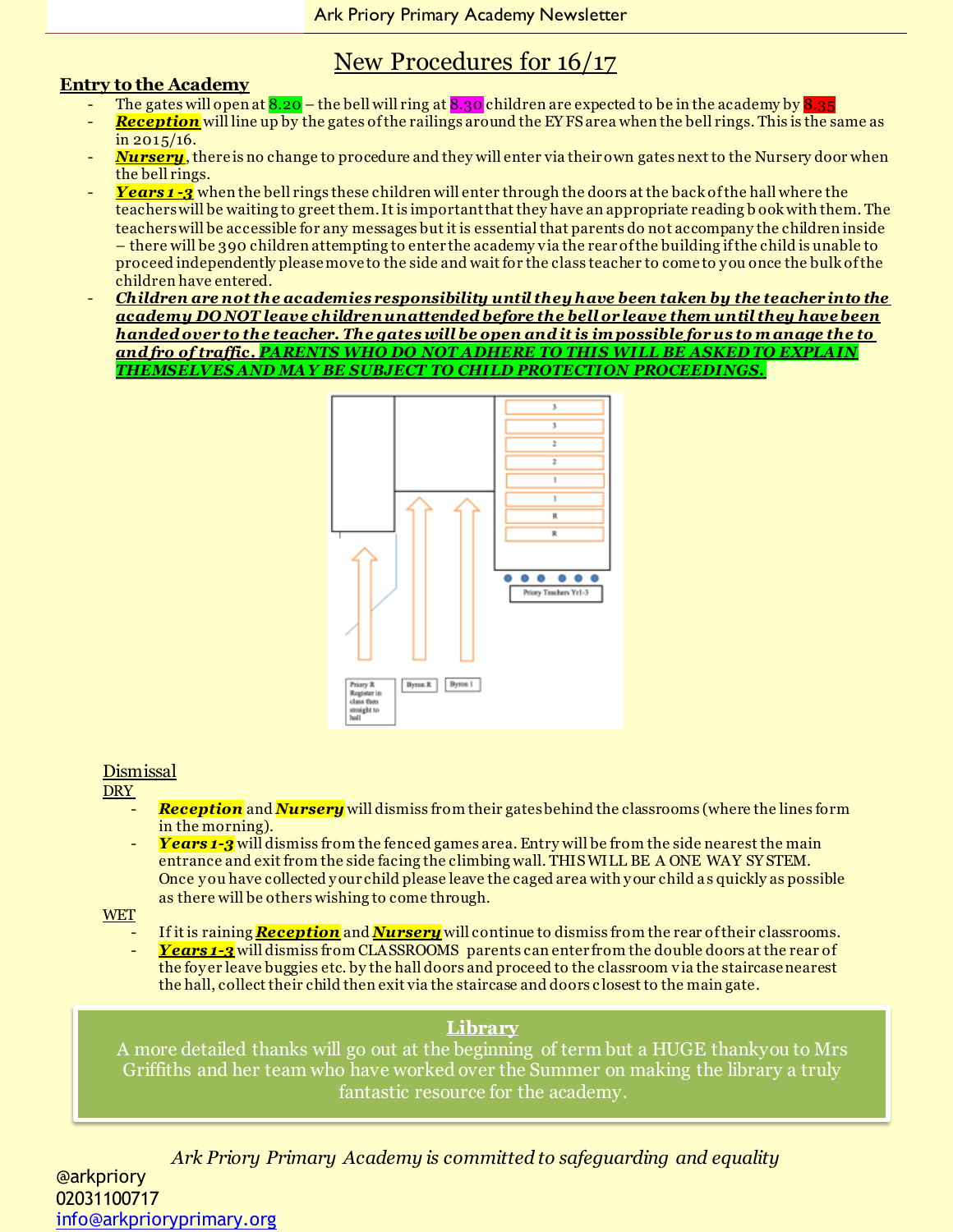# New Procedures for 16/17

## Entry to the Academy

- The gates will open at 8.20 – the bell will ring at 8.30 children are expected to be in the academy by 8.35
- ***Reception*** will line up by the gates of the railings around the EYFS area when the bell rings. This is the same as in 2015/16.
- ***Nursery***, there is no change to procedure and they will enter via their own gates next to the Nursery door when the bell rings.
- ***Years 1 -3*** when the bell rings these children will enter through the doors at the back of the hall where the teachers will be waiting to greet them. It is important that they have an appropriate reading book with them. The teachers will be accessible for any messages but it is essential that parents do not accompany the children inside – there will be 390 children attempting to enter the academy via the rear of the building if the child is unable to proceed independently please move to the side and wait for the class teacher to come to you once the bulk of the children have entered.
- ***Children are not the academies responsibility until they have been taken by the teacher into the academy DO NOT leave children unattended before the bell or leave them until they have been handed over to the teacher. The gates will be open and it is impossible for us to manage the to and fro of traffic. PARENTS WHO DO NOT ADHERE TO THIS WILL BE ASKED TO EXPLAIN THEMSELVES AND MAY BE SUBJECT TO CHILD PROTECTION PROCEEDINGS.***

3
3
2
2
1
1
R
R

Priory Teachers Yr1-3

Priory R Register in class then straight to hall

Byron R

Byron 1

## Dismissal

### DRY

- ***Reception*** and ***Nursery*** will dismiss from their gates behind the classrooms (where the lines form in the morning).
- ***Years 1-3*** will dismiss from the fenced games area. Entry will be from the side nearest the main entrance and exit from the side facing the climbing wall. THIS WILL BE A ONE WAY SYSTEM. Once you have collected your child please leave the caged area with your child as quickly as possible as there will be others wishing to come through.

### WET

- If it is raining ***Reception*** and ***Nursery*** will continue to dismiss from the rear of their classrooms.
- ***Years 1-3*** will dismiss from CLASSROOMS parents can enter from the double doors at the rear of the foyer leave buggies etc. by the hall doors and proceed to the classroom via the staircase nearest the hall, collect their child then exit via the staircase and doors closest to the main gate.

## Library

A more detailed thanks will go out at the beginning of term but a HUGE thankyou to Mrs Griffiths and her team who have worked over the Summer on making the library a truly fantastic resource for the academy.

*Ark Priory Primary Academy is committed to safeguarding and equality*

@arkpriory
02031100717
info@arkprioryprimary.org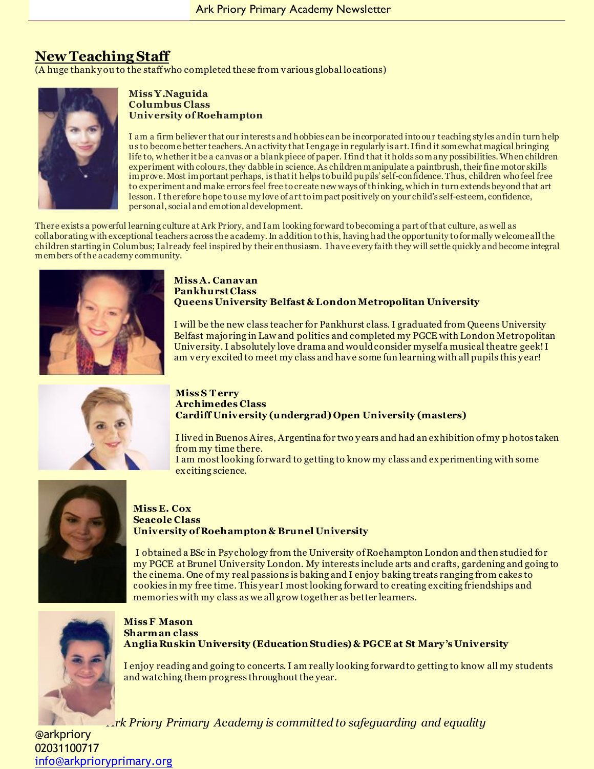## New Teaching Staff

(A huge thank you to the staff who completed these from various global locations)

**Miss Y.Naguida**
**Columbus Class**
**University of Roehampton**

I am a firm believer that our interests and hobbies can be incorporated into our teaching styles and in turn help us to become better teachers. An activity that I engage in regularly is art. I find it somewhat magical bringing life to, whether it be a canvas or a blank piece of paper. I find that it holds so many possibilities. When children experiment with colours, they dabble in science. As children manipulate a paintbrush, their fine motor skills improve. Most important perhaps, is that it helps to build pupils' self-confidence. Thus, children who feel free to experiment and make errors feel free to create new ways of thinking, which in turn extends beyond that art lesson. I therefore hope to use my love of art to impact positively on your child's self-esteem, confidence, personal, social and emotional development.

There exists a powerful learning culture at Ark Priory, and I am looking forward to becoming a part of that culture, as well as collaborating with exceptional teachers across the academy. In addition to this, having had the opportunity to formally welcome all the children starting in Columbus; I already feel inspired by their enthusiasm. I have every faith they will settle quickly and become integral members of the academy community.

**Miss A. Canavan**
**Pankhurst Class**
**Queens University Belfast & London Metropolitan University**

I will be the new class teacher for Pankhurst class. I graduated from Queens University Belfast majoring in Law and politics and completed my PGCE with London Metropolitan University. I absolutely love drama and would consider myself a musical theatre geek! I am very excited to meet my class and have some fun learning with all pupils this year!

**Miss S Terry**
**Archimedes Class**
**Cardiff University (undergrad) Open University (masters)**

I lived in Buenos Aires, Argentina for two years and had an exhibition of my photos taken from my time there.
I am most looking forward to getting to know my class and experimenting with some exciting science.

**Miss E. Cox**
**Seacole Class**
**University of Roehampton & Brunel University**

I obtained a BSc in Psychology from the University of Roehampton London and then studied for my PGCE at Brunel University London. My interests include arts and crafts, gardening and going to the cinema. One of my real passions is baking and I enjoy baking treats ranging from cakes to cookies in my free time. This year I most looking forward to creating exciting friendships and memories with my class as we all grow together as better learners.

**Miss F Mason**
**Sharman class**
**Anglia Ruskin University (Education Studies) & PGCE at St Mary's University**

I enjoy reading and going to concerts. I am really looking forward to getting to know all my students and watching them progress throughout the year.

*Ark Priory Primary Academy is committed to safeguarding and equality*

@arkpriory
02031100717
info@arkprioryprimary.org